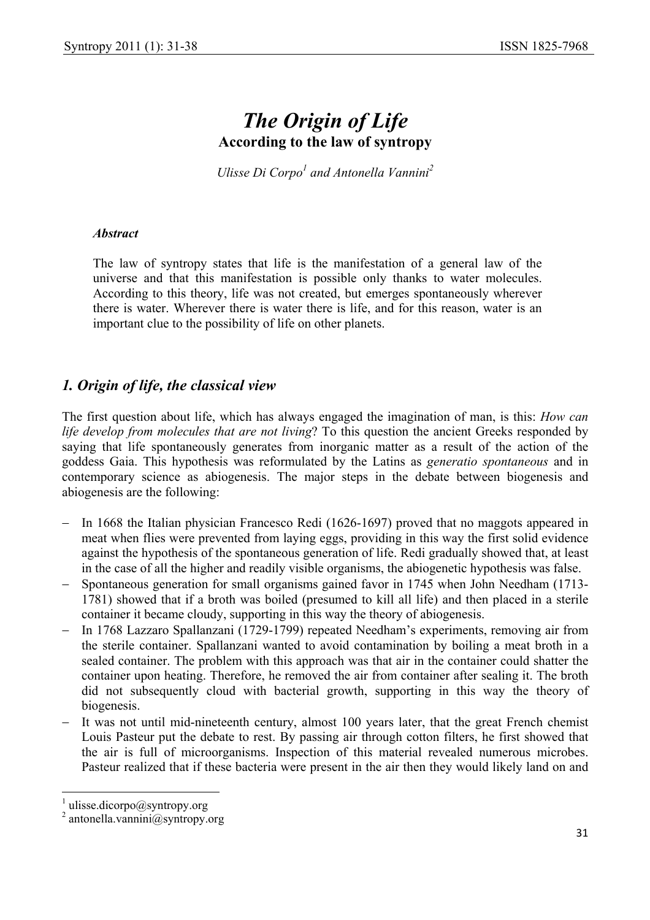# *The Origin of Life*

**According to the law of syntropy**

*Ulisse Di Corpo*[1] *and Antonella Vannini*[2]

### *Abstract*

The law of syntropy states that life is the manifestation of a general law of the universe and that this manifestation is possible only thanks to water molecules. According to this theory, life was not created, but emerges spontaneously wherever there is water. Wherever there is water there is life, and for this reason, water is an important clue to the possibility of life on other planets.

## *1. Origin of life, the classical view*

The first question about life, which has always engaged the imagination of man, is this: *How can life develop from molecules that are not living*? To this question the ancient Greeks responded by saying that life spontaneously generates from inorganic matter as a result of the action of the goddess Gaia. This hypothesis was reformulated by the Latins as *generatio spontaneous* and in contemporary science as abiogenesis. The major steps in the debate between biogenesis and abiogenesis are the following:

- In 1668 the Italian physician Francesco Redi (1626-1697) proved that no maggots appeared in meat when flies were prevented from laying eggs, providing in this way the first solid evidence against the hypothesis of the spontaneous generation of life. Redi gradually showed that, at least in the case of all the higher and readily visible organisms, the abiogenetic hypothesis was false.
- Spontaneous generation for small organisms gained favor in 1745 when John Needham (1713-1781) showed that if a broth was boiled (presumed to kill all life) and then placed in a sterile container it became cloudy, supporting in this way the theory of abiogenesis.
- In 1768 Lazzaro Spallanzani (1729-1799) repeated Needham's experiments, removing air from the sterile container. Spallanzani wanted to avoid contamination by boiling a meat broth in a sealed container. The problem with this approach was that air in the container could shatter the container upon heating. Therefore, he removed the air from container after sealing it. The broth did not subsequently cloud with bacterial growth, supporting in this way the theory of biogenesis.
- It was not until mid-nineteenth century, almost 100 years later, that the great French chemist Louis Pasteur put the debate to rest. By passing air through cotton filters, he first showed that the air is full of microorganisms. Inspection of this material revealed numerous microbes. Pasteur realized that if these bacteria were present in the air then they would likely land on and

---

[1] ulisse.dicorpo@syntropy.org
[2] antonella.vannini@syntropy.org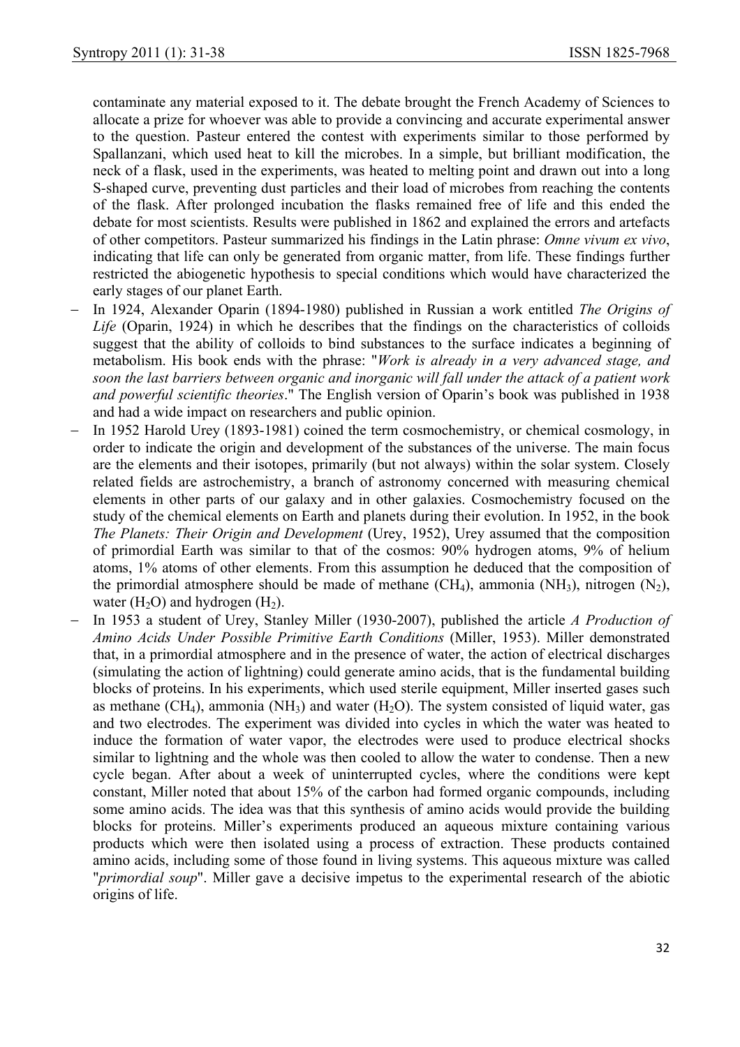contaminate any material exposed to it. The debate brought the French Academy of Sciences to allocate a prize for whoever was able to provide a convincing and accurate experimental answer to the question. Pasteur entered the contest with experiments similar to those performed by Spallanzani, which used heat to kill the microbes. In a simple, but brilliant modification, the neck of a flask, used in the experiments, was heated to melting point and drawn out into a long S-shaped curve, preventing dust particles and their load of microbes from reaching the contents of the flask. After prolonged incubation the flasks remained free of life and this ended the debate for most scientists. Results were published in 1862 and explained the errors and artefacts of other competitors. Pasteur summarized his findings in the Latin phrase: *Omne vivum ex vivo*, indicating that life can only be generated from organic matter, from life. These findings further restricted the abiogenetic hypothesis to special conditions which would have characterized the early stages of our planet Earth.

- In 1924, Alexander Oparin (1894-1980) published in Russian a work entitled *The Origins of Life* (Oparin, 1924) in which he describes that the findings on the characteristics of colloids suggest that the ability of colloids to bind substances to the surface indicates a beginning of metabolism. His book ends with the phrase: "*Work is already in a very advanced stage, and soon the last barriers between organic and inorganic will fall under the attack of a patient work and powerful scientific theories*." The English version of Oparin's book was published in 1938 and had a wide impact on researchers and public opinion.
- In 1952 Harold Urey (1893-1981) coined the term cosmochemistry, or chemical cosmology, in order to indicate the origin and development of the substances of the universe. The main focus are the elements and their isotopes, primarily (but not always) within the solar system. Closely related fields are astrochemistry, a branch of astronomy concerned with measuring chemical elements in other parts of our galaxy and in other galaxies. Cosmochemistry focused on the study of the chemical elements on Earth and planets during their evolution. In 1952, in the book *The Planets: Their Origin and Development* (Urey, 1952), Urey assumed that the composition of primordial Earth was similar to that of the cosmos: 90% hydrogen atoms, 9% of helium atoms, 1% atoms of other elements. From this assumption he deduced that the composition of the primordial atmosphere should be made of methane ($CH_4$), ammonia ($NH_3$), nitrogen ($N_2$), water ($H_2O$) and hydrogen ($H_2$).
- In 1953 a student of Urey, Stanley Miller (1930-2007), published the article *A Production of Amino Acids Under Possible Primitive Earth Conditions* (Miller, 1953). Miller demonstrated that, in a primordial atmosphere and in the presence of water, the action of electrical discharges (simulating the action of lightning) could generate amino acids, that is the fundamental building blocks of proteins. In his experiments, which used sterile equipment, Miller inserted gases such as methane ($CH_4$), ammonia ($NH_3$) and water ($H_2O$). The system consisted of liquid water, gas and two electrodes. The experiment was divided into cycles in which the water was heated to induce the formation of water vapor, the electrodes were used to produce electrical shocks similar to lightning and the whole was then cooled to allow the water to condense. Then a new cycle began. After about a week of uninterrupted cycles, where the conditions were kept constant, Miller noted that about 15% of the carbon had formed organic compounds, including some amino acids. The idea was that this synthesis of amino acids would provide the building blocks for proteins. Miller's experiments produced an aqueous mixture containing various products which were then isolated using a process of extraction. These products contained amino acids, including some of those found in living systems. This aqueous mixture was called "*primordial soup*". Miller gave a decisive impetus to the experimental research of the abiotic origins of life.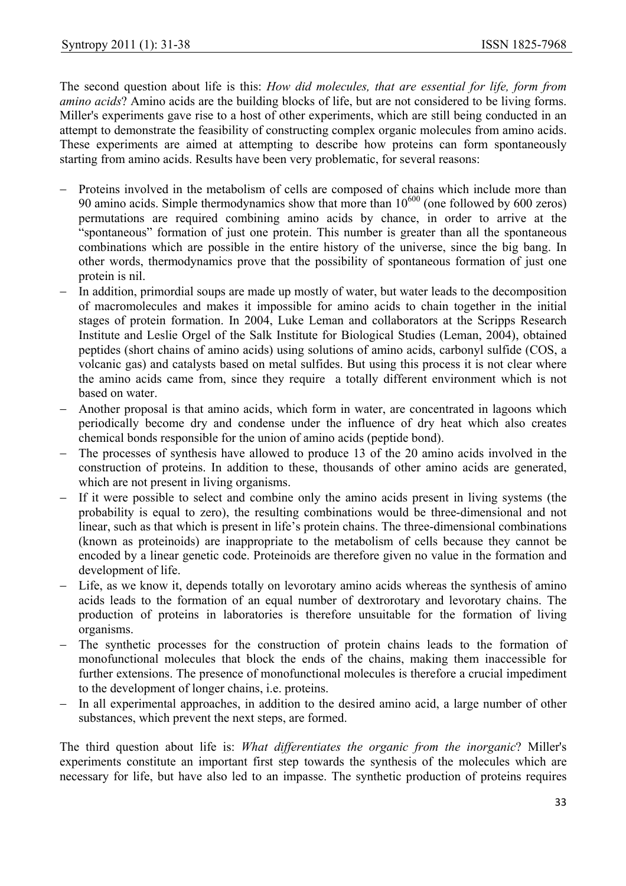The second question about life is this: *How did molecules, that are essential for life, form from amino acids*? Amino acids are the building blocks of life, but are not considered to be living forms. Miller's experiments gave rise to a host of other experiments, which are still being conducted in an attempt to demonstrate the feasibility of constructing complex organic molecules from amino acids. These experiments are aimed at attempting to describe how proteins can form spontaneously starting from amino acids. Results have been very problematic, for several reasons:

- Proteins involved in the metabolism of cells are composed of chains which include more than 90 amino acids. Simple thermodynamics show that more than $10^{600}$ (one followed by 600 zeros) permutations are required combining amino acids by chance, in order to arrive at the "spontaneous" formation of just one protein. This number is greater than all the spontaneous combinations which are possible in the entire history of the universe, since the big bang. In other words, thermodynamics prove that the possibility of spontaneous formation of just one protein is nil.
- In addition, primordial soups are made up mostly of water, but water leads to the decomposition of macromolecules and makes it impossible for amino acids to chain together in the initial stages of protein formation. In 2004, Luke Leman and collaborators at the Scripps Research Institute and Leslie Orgel of the Salk Institute for Biological Studies (Leman, 2004), obtained peptides (short chains of amino acids) using solutions of amino acids, carbonyl sulfide (COS, a volcanic gas) and catalysts based on metal sulfides. But using this process it is not clear where the amino acids came from, since they require a totally different environment which is not based on water.
- Another proposal is that amino acids, which form in water, are concentrated in lagoons which periodically become dry and condense under the influence of dry heat which also creates chemical bonds responsible for the union of amino acids (peptide bond).
- The processes of synthesis have allowed to produce 13 of the 20 amino acids involved in the construction of proteins. In addition to these, thousands of other amino acids are generated, which are not present in living organisms.
- If it were possible to select and combine only the amino acids present in living systems (the probability is equal to zero), the resulting combinations would be three-dimensional and not linear, such as that which is present in life's protein chains. The three-dimensional combinations (known as proteinoids) are inappropriate to the metabolism of cells because they cannot be encoded by a linear genetic code. Proteinoids are therefore given no value in the formation and development of life.
- Life, as we know it, depends totally on levorotary amino acids whereas the synthesis of amino acids leads to the formation of an equal number of dextrorotary and levorotary chains. The production of proteins in laboratories is therefore unsuitable for the formation of living organisms.
- The synthetic processes for the construction of protein chains leads to the formation of monofunctional molecules that block the ends of the chains, making them inaccessible for further extensions. The presence of monofunctional molecules is therefore a crucial impediment to the development of longer chains, i.e. proteins.
- In all experimental approaches, in addition to the desired amino acid, a large number of other substances, which prevent the next steps, are formed.

The third question about life is: *What differentiates the organic from the inorganic*? Miller's experiments constitute an important first step towards the synthesis of the molecules which are necessary for life, but have also led to an impasse. The synthetic production of proteins requires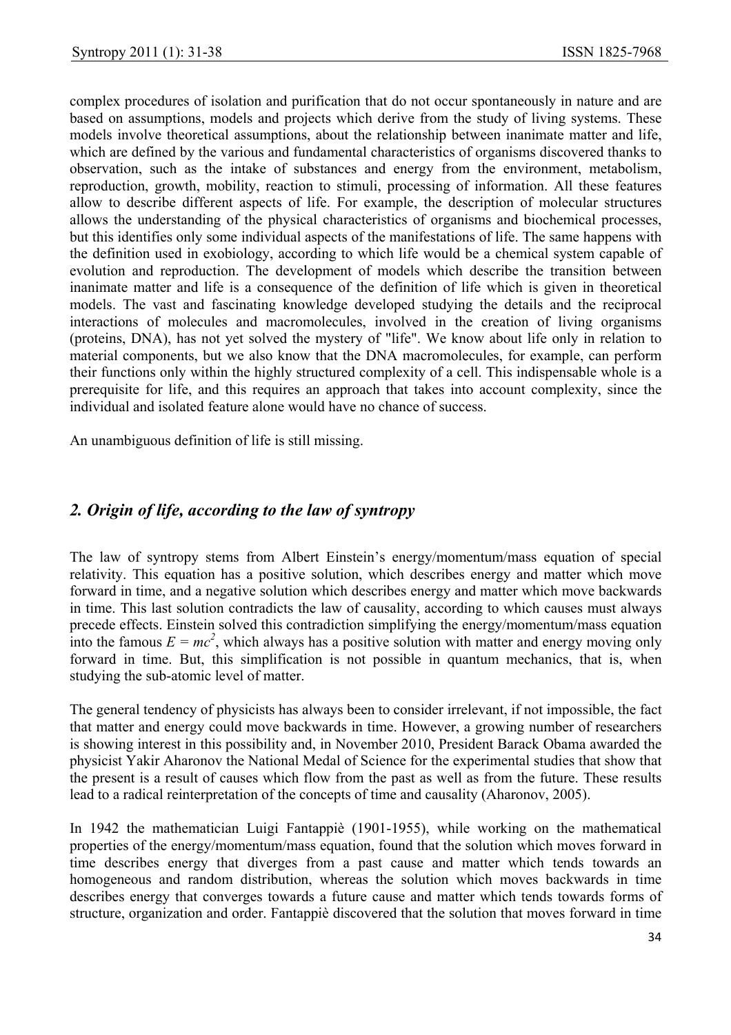complex procedures of isolation and purification that do not occur spontaneously in nature and are based on assumptions, models and projects which derive from the study of living systems. These models involve theoretical assumptions, about the relationship between inanimate matter and life, which are defined by the various and fundamental characteristics of organisms discovered thanks to observation, such as the intake of substances and energy from the environment, metabolism, reproduction, growth, mobility, reaction to stimuli, processing of information. All these features allow to describe different aspects of life. For example, the description of molecular structures allows the understanding of the physical characteristics of organisms and biochemical processes, but this identifies only some individual aspects of the manifestations of life. The same happens with the definition used in exobiology, according to which life would be a chemical system capable of evolution and reproduction. The development of models which describe the transition between inanimate matter and life is a consequence of the definition of life which is given in theoretical models. The vast and fascinating knowledge developed studying the details and the reciprocal interactions of molecules and macromolecules, involved in the creation of living organisms (proteins, DNA), has not yet solved the mystery of "life". We know about life only in relation to material components, but we also know that the DNA macromolecules, for example, can perform their functions only within the highly structured complexity of a cell. This indispensable whole is a prerequisite for life, and this requires an approach that takes into account complexity, since the individual and isolated feature alone would have no chance of success.

An unambiguous definition of life is still missing.

## *2. Origin of life, according to the law of syntropy*

The law of syntropy stems from Albert Einstein's energy/momentum/mass equation of special relativity. This equation has a positive solution, which describes energy and matter which move forward in time, and a negative solution which describes energy and matter which move backwards in time. This last solution contradicts the law of causality, according to which causes must always precede effects. Einstein solved this contradiction simplifying the energy/momentum/mass equation into the famous $E = mc^2$, which always has a positive solution with matter and energy moving only forward in time. But, this simplification is not possible in quantum mechanics, that is, when studying the sub-atomic level of matter.

The general tendency of physicists has always been to consider irrelevant, if not impossible, the fact that matter and energy could move backwards in time. However, a growing number of researchers is showing interest in this possibility and, in November 2010, President Barack Obama awarded the physicist Yakir Aharonov the National Medal of Science for the experimental studies that show that the present is a result of causes which flow from the past as well as from the future. These results lead to a radical reinterpretation of the concepts of time and causality (Aharonov, 2005).

In 1942 the mathematician Luigi Fantappiè (1901-1955), while working on the mathematical properties of the energy/momentum/mass equation, found that the solution which moves forward in time describes energy that diverges from a past cause and matter which tends towards an homogeneous and random distribution, whereas the solution which moves backwards in time describes energy that converges towards a future cause and matter which tends towards forms of structure, organization and order. Fantappiè discovered that the solution that moves forward in time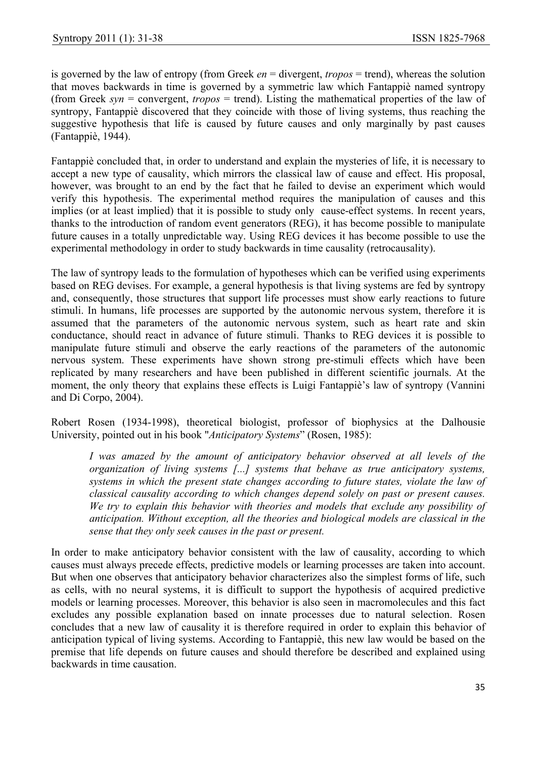is governed by the law of entropy (from Greek *en* = divergent, *tropos* = trend), whereas the solution that moves backwards in time is governed by a symmetric law which Fantappiè named syntropy (from Greek *syn* = convergent, *tropos* = trend). Listing the mathematical properties of the law of syntropy, Fantappiè discovered that they coincide with those of living systems, thus reaching the suggestive hypothesis that life is caused by future causes and only marginally by past causes (Fantappiè, 1944).

Fantappiè concluded that, in order to understand and explain the mysteries of life, it is necessary to accept a new type of causality, which mirrors the classical law of cause and effect. His proposal, however, was brought to an end by the fact that he failed to devise an experiment which would verify this hypothesis. The experimental method requires the manipulation of causes and this implies (or at least implied) that it is possible to study only cause-effect systems. In recent years, thanks to the introduction of random event generators (REG), it has become possible to manipulate future causes in a totally unpredictable way. Using REG devices it has become possible to use the experimental methodology in order to study backwards in time causality (retrocausality).

The law of syntropy leads to the formulation of hypotheses which can be verified using experiments based on REG devises. For example, a general hypothesis is that living systems are fed by syntropy and, consequently, those structures that support life processes must show early reactions to future stimuli. In humans, life processes are supported by the autonomic nervous system, therefore it is assumed that the parameters of the autonomic nervous system, such as heart rate and skin conductance, should react in advance of future stimuli. Thanks to REG devices it is possible to manipulate future stimuli and observe the early reactions of the parameters of the autonomic nervous system. These experiments have shown strong pre-stimuli effects which have been replicated by many researchers and have been published in different scientific journals. At the moment, the only theory that explains these effects is Luigi Fantappiè's law of syntropy (Vannini and Di Corpo, 2004).

Robert Rosen (1934-1998), theoretical biologist, professor of biophysics at the Dalhousie University, pointed out in his book "*Anticipatory Systems*" (Rosen, 1985):

> *I was amazed by the amount of anticipatory behavior observed at all levels of the organization of living systems [...] systems that behave as true anticipatory systems, systems in which the present state changes according to future states, violate the law of classical causality according to which changes depend solely on past or present causes. We try to explain this behavior with theories and models that exclude any possibility of anticipation. Without exception, all the theories and biological models are classical in the sense that they only seek causes in the past or present.*

In order to make anticipatory behavior consistent with the law of causality, according to which causes must always precede effects, predictive models or learning processes are taken into account. But when one observes that anticipatory behavior characterizes also the simplest forms of life, such as cells, with no neural systems, it is difficult to support the hypothesis of acquired predictive models or learning processes. Moreover, this behavior is also seen in macromolecules and this fact excludes any possible explanation based on innate processes due to natural selection. Rosen concludes that a new law of causality it is therefore required in order to explain this behavior of anticipation typical of living systems. According to Fantappiè, this new law would be based on the premise that life depends on future causes and should therefore be described and explained using backwards in time causation.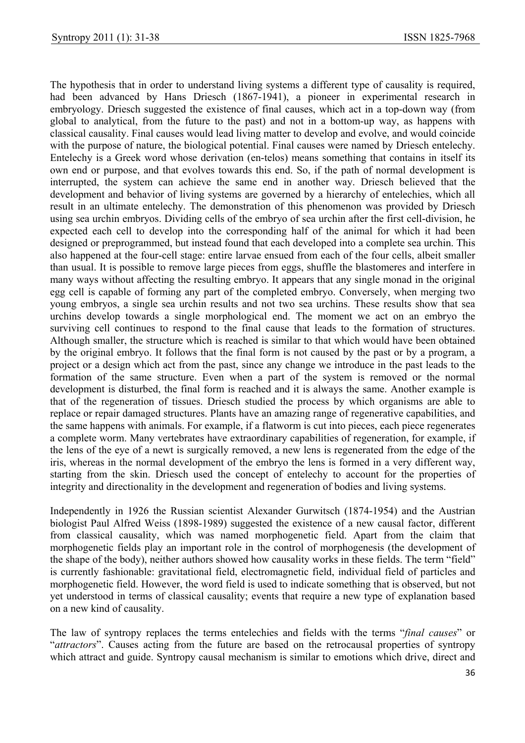The hypothesis that in order to understand living systems a different type of causality is required, had been advanced by Hans Driesch (1867-1941), a pioneer in experimental research in embryology. Driesch suggested the existence of final causes, which act in a top-down way (from global to analytical, from the future to the past) and not in a bottom-up way, as happens with classical causality. Final causes would lead living matter to develop and evolve, and would coincide with the purpose of nature, the biological potential. Final causes were named by Driesch entelechy. Entelechy is a Greek word whose derivation (en-telos) means something that contains in itself its own end or purpose, and that evolves towards this end. So, if the path of normal development is interrupted, the system can achieve the same end in another way. Driesch believed that the development and behavior of living systems are governed by a hierarchy of entelechies, which all result in an ultimate entelechy. The demonstration of this phenomenon was provided by Driesch using sea urchin embryos. Dividing cells of the embryo of sea urchin after the first cell-division, he expected each cell to develop into the corresponding half of the animal for which it had been designed or preprogrammed, but instead found that each developed into a complete sea urchin. This also happened at the four-cell stage: entire larvae ensued from each of the four cells, albeit smaller than usual. It is possible to remove large pieces from eggs, shuffle the blastomeres and interfere in many ways without affecting the resulting embryo. It appears that any single monad in the original egg cell is capable of forming any part of the completed embryo. Conversely, when merging two young embryos, a single sea urchin results and not two sea urchins. These results show that sea urchins develop towards a single morphological end. The moment we act on an embryo the surviving cell continues to respond to the final cause that leads to the formation of structures. Although smaller, the structure which is reached is similar to that which would have been obtained by the original embryo. It follows that the final form is not caused by the past or by a program, a project or a design which act from the past, since any change we introduce in the past leads to the formation of the same structure. Even when a part of the system is removed or the normal development is disturbed, the final form is reached and it is always the same. Another example is that of the regeneration of tissues. Driesch studied the process by which organisms are able to replace or repair damaged structures. Plants have an amazing range of regenerative capabilities, and the same happens with animals. For example, if a flatworm is cut into pieces, each piece regenerates a complete worm. Many vertebrates have extraordinary capabilities of regeneration, for example, if the lens of the eye of a newt is surgically removed, a new lens is regenerated from the edge of the iris, whereas in the normal development of the embryo the lens is formed in a very different way, starting from the skin. Driesch used the concept of entelechy to account for the properties of integrity and directionality in the development and regeneration of bodies and living systems.

Independently in 1926 the Russian scientist Alexander Gurwitsch (1874-1954) and the Austrian biologist Paul Alfred Weiss (1898-1989) suggested the existence of a new causal factor, different from classical causality, which was named morphogenetic field. Apart from the claim that morphogenetic fields play an important role in the control of morphogenesis (the development of the shape of the body), neither authors showed how causality works in these fields. The term "field" is currently fashionable: gravitational field, electromagnetic field, individual field of particles and morphogenetic field. However, the word field is used to indicate something that is observed, but not yet understood in terms of classical causality; events that require a new type of explanation based on a new kind of causality.

The law of syntropy replaces the terms entelechies and fields with the terms "*final causes*" or "*attractors*". Causes acting from the future are based on the retrocausal properties of syntropy which attract and guide. Syntropy causal mechanism is similar to emotions which drive, direct and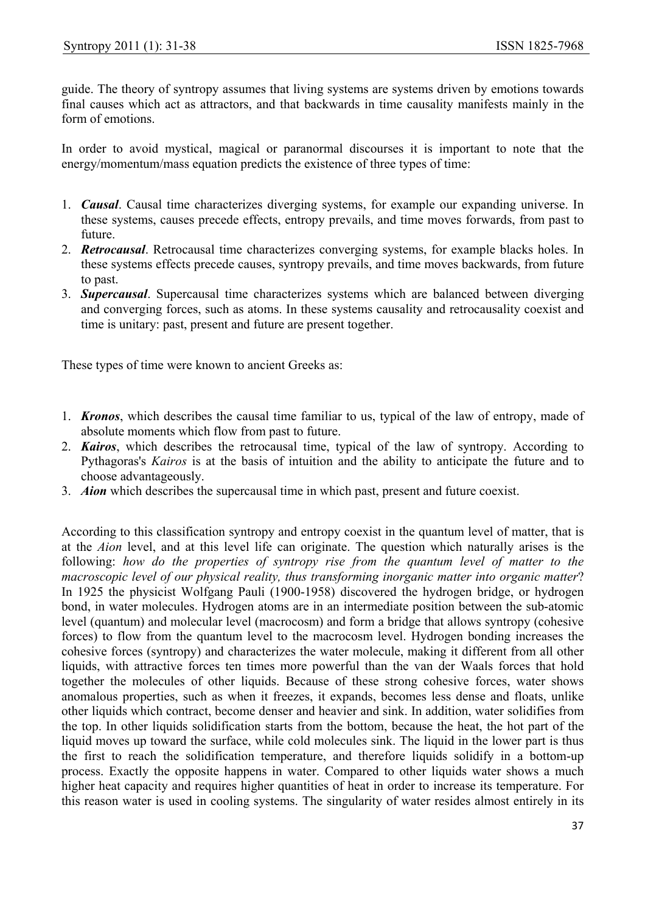guide. The theory of syntropy assumes that living systems are systems driven by emotions towards final causes which act as attractors, and that backwards in time causality manifests mainly in the form of emotions.

In order to avoid mystical, magical or paranormal discourses it is important to note that the energy/momentum/mass equation predicts the existence of three types of time:

1. ***Causal***. Causal time characterizes diverging systems, for example our expanding universe. In these systems, causes precede effects, entropy prevails, and time moves forwards, from past to future.
2. ***Retrocausal***. Retrocausal time characterizes converging systems, for example blacks holes. In these systems effects precede causes, syntropy prevails, and time moves backwards, from future to past.
3. ***Supercausal***. Supercausal time characterizes systems which are balanced between diverging and converging forces, such as atoms. In these systems causality and retrocausality coexist and time is unitary: past, present and future are present together.

These types of time were known to ancient Greeks as:

1. ***Kronos***, which describes the causal time familiar to us, typical of the law of entropy, made of absolute moments which flow from past to future.
2. ***Kairos***, which describes the retrocausal time, typical of the law of syntropy. According to Pythagoras's *Kairos* is at the basis of intuition and the ability to anticipate the future and to choose advantageously.
3. ***Aion*** which describes the supercausal time in which past, present and future coexist.

According to this classification syntropy and entropy coexist in the quantum level of matter, that is at the *Aion* level, and at this level life can originate. The question which naturally arises is the following: *how do the properties of syntropy rise from the quantum level of matter to the macroscopic level of our physical reality, thus transforming inorganic matter into organic matter*? In 1925 the physicist Wolfgang Pauli (1900-1958) discovered the hydrogen bridge, or hydrogen bond, in water molecules. Hydrogen atoms are in an intermediate position between the sub-atomic level (quantum) and molecular level (macrocosm) and form a bridge that allows syntropy (cohesive forces) to flow from the quantum level to the macrocosm level. Hydrogen bonding increases the cohesive forces (syntropy) and characterizes the water molecule, making it different from all other liquids, with attractive forces ten times more powerful than the van der Waals forces that hold together the molecules of other liquids. Because of these strong cohesive forces, water shows anomalous properties, such as when it freezes, it expands, becomes less dense and floats, unlike other liquids which contract, become denser and heavier and sink. In addition, water solidifies from the top. In other liquids solidification starts from the bottom, because the heat, the hot part of the liquid moves up toward the surface, while cold molecules sink. The liquid in the lower part is thus the first to reach the solidification temperature, and therefore liquids solidify in a bottom-up process. Exactly the opposite happens in water. Compared to other liquids water shows a much higher heat capacity and requires higher quantities of heat in order to increase its temperature. For this reason water is used in cooling systems. The singularity of water resides almost entirely in its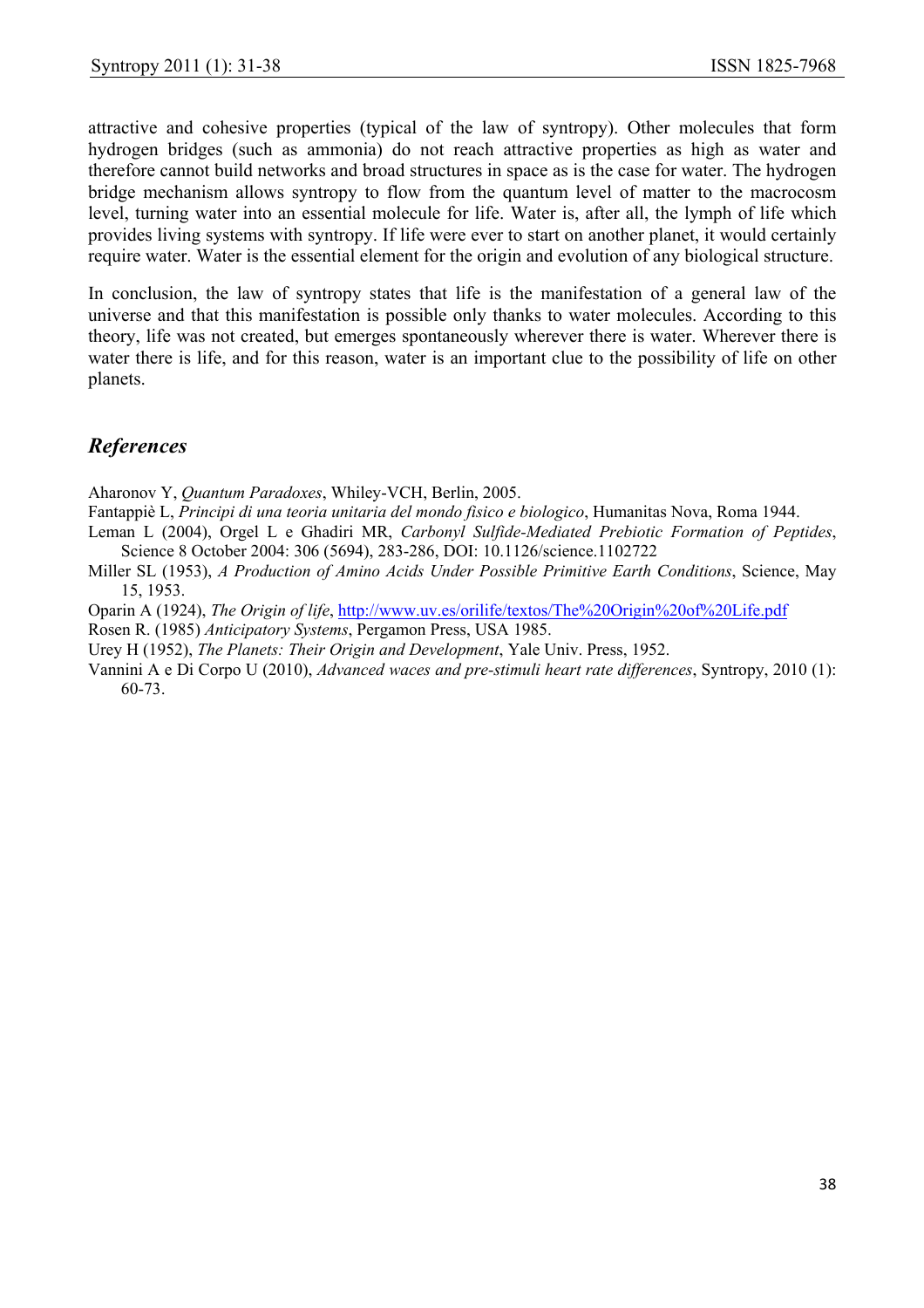attractive and cohesive properties (typical of the law of syntropy). Other molecules that form hydrogen bridges (such as ammonia) do not reach attractive properties as high as water and therefore cannot build networks and broad structures in space as is the case for water. The hydrogen bridge mechanism allows syntropy to flow from the quantum level of matter to the macrocosm level, turning water into an essential molecule for life. Water is, after all, the lymph of life which provides living systems with syntropy. If life were ever to start on another planet, it would certainly require water. Water is the essential element for the origin and evolution of any biological structure.

In conclusion, the law of syntropy states that life is the manifestation of a general law of the universe and that this manifestation is possible only thanks to water molecules. According to this theory, life was not created, but emerges spontaneously wherever there is water. Wherever there is water there is life, and for this reason, water is an important clue to the possibility of life on other planets.

## *References*

Aharonov Y, *Quantum Paradoxes*, Whiley-VCH, Berlin, 2005.

Fantappiè L, *Principi di una teoria unitaria del mondo fisico e biologico*, Humanitas Nova, Roma 1944.

Leman L (2004), Orgel L e Ghadiri MR, *Carbonyl Sulfide-Mediated Prebiotic Formation of Peptides*, Science 8 October 2004: 306 (5694), 283-286, DOI: 10.1126/science.1102722

Miller SL (1953), *A Production of Amino Acids Under Possible Primitive Earth Conditions*, Science, May 15, 1953.

Oparin A (1924), *The Origin of life*, http://www.uv.es/orilife/textos/The%20Origin%20of%20Life.pdf

Rosen R. (1985) *Anticipatory Systems*, Pergamon Press, USA 1985.

Urey H (1952), *The Planets: Their Origin and Development*, Yale Univ. Press, 1952.

Vannini A e Di Corpo U (2010), *Advanced waces and pre-stimuli heart rate differences*, Syntropy, 2010 (1): 60-73.